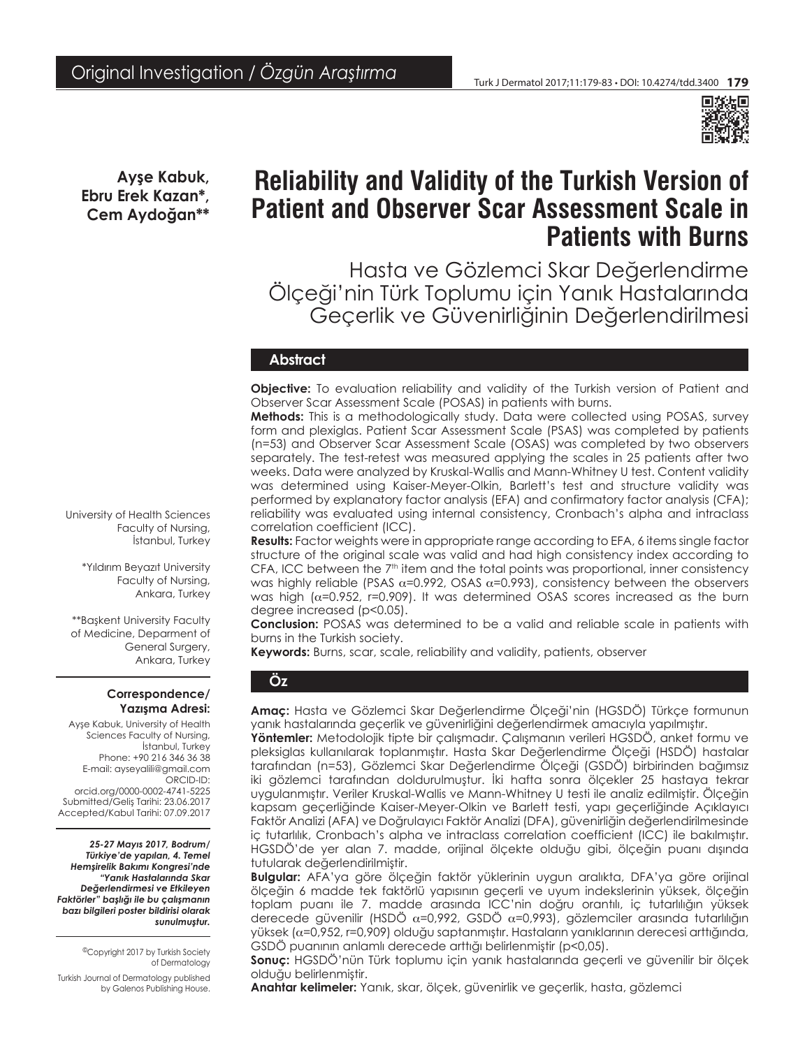Original Investigation / *Özgün Araştırma*

# Reliability and Validity of the Turkish Version of Patient and Observer Scar Assessment Scale in Patients with Burns

## Hasta ve Gözlemci Skar Değerlendirme Ölçeği'nin Türk Toplumu için Yanık Hastalarında Geçerlik ve Güvenirliğinin Değerlendirilmesi

**Ayşe Kabuk, Ebru Erek Kazan\*, Cem Aydoğan\*\***

University of Health Sciences Faculty of Nursing, İstanbul, Turkey

\*Yıldırım Beyazıt University Faculty of Nursing, Ankara, Turkey

\*\*Başkent University Faculty of Medicine, Deparment of General Surgery, Ankara, Turkey

**Correspondence/ Yazışma Adresi:**

Ayşe Kabuk, University of Health Sciences Faculty of Nursing, İstanbul, Turkey
Phone: +90 216 346 36 38
E-mail: ayseyalili@gmail.com
ORCID-ID: orcid.org/0000-0002-4741-5225
Submitted/Geliş Tarihi: 23.06.2017
Accepted/Kabul Tarihi: 07.09.2017

***25-27 Mayıs 2017, Bodrum/ Türkiye'de yapılan, 4. Temel Hemşirelik Bakımı Kongresi'nde "Yanık Hastalarında Skar Değerlendirmesi ve Etkileyen Faktörler" başlığı ile bu çalışmanın bazı bilgileri poster bildirisi olarak sunulmuştur.***

©Copyright 2017 by Turkish Society of Dermatology
Turkish Journal of Dermatology published by Galenos Publishing House.

## Abstract

**Objective:** To evaluation reliability and validity of the Turkish version of Patient and Observer Scar Assessment Scale (POSAS) in patients with burns.

**Methods:** This is a methodologically study. Data were collected using POSAS, survey form and plexiglas. Patient Scar Assessment Scale (PSAS) was completed by patients (n=53) and Observer Scar Assessment Scale (OSAS) was completed by two observers separately. The test-retest was measured applying the scales in 25 patients after two weeks. Data were analyzed by Kruskal-Wallis and Mann-Whitney U test. Content validity was determined using Kaiser-Meyer-Olkin, Barlett's test and structure validity was performed by explanatory factor analysis (EFA) and confirmatory factor analysis (CFA); reliability was evaluated using internal consistency, Cronbach's alpha and intraclass correlation coefficient (ICC).

**Results:** Factor weights were in appropriate range according to EFA, 6 items single factor structure of the original scale was valid and had high consistency index according to CFA, ICC between the 7th item and the total points was proportional, inner consistency was highly reliable (PSAS $\alpha$=0.992, OSAS $\alpha$=0.993), consistency between the observers was high ($\alpha$=0.952, r=0.909). It was determined OSAS scores increased as the burn degree increased ($p<0.05$).

**Conclusion:** POSAS was determined to be a valid and reliable scale in patients with burns in the Turkish society.

**Keywords:** Burns, scar, scale, reliability and validity, patients, observer

## Öz

**Amaç:** Hasta ve Gözlemci Skar Değerlendirme Ölçeği'nin (HGSDÖ) Türkçe formunun yanık hastalarında geçerlik ve güvenirliğini değerlendirmek amacıyla yapılmıştır.

**Yöntemler:** Metodolojik tipte bir çalışmadır. Çalışmanın verileri HGSDÖ, anket formu ve pleksiglas kullanılarak toplanmıştır. Hasta Skar Değerlendirme Ölçeği (HSDÖ) hastalar tarafından (n=53), Gözlemci Skar Değerlendirme Ölçeği (GSDÖ) birbirinden bağımsız iki gözlemci tarafından doldurulmuştur. İki hafta sonra ölçekler 25 hastaya tekrar uygulanmıştır. Veriler Kruskal-Wallis ve Mann-Whitney U testi ile analiz edilmiştir. Ölçeğin kapsam geçerliğinde Kaiser-Meyer-Olkin ve Barlett testi, yapı geçerliğinde Açıklayıcı Faktör Analizi (AFA) ve Doğrulayıcı Faktör Analizi (DFA), güvenirliğin değerlendirilmesinde iç tutarlılık, Cronbach's alpha ve intraclass correlation coefficient (ICC) ile bakılmıştır. HGSDÖ'de yer alan 7. madde, orijinal ölçekte olduğu gibi, ölçeğin puanı dışında tutularak değerlendirilmiştir.

**Bulgular:** AFA'ya göre ölçeğin faktör yüklerinin uygun aralıkta, DFA'ya göre orijinal ölçeğin 6 madde tek faktörlü yapısının geçerli ve uyum indekslerinin yüksek, ölçeğin toplam puanı ile 7. madde arasında ICC'nin doğru orantılı, iç tutarlılığın yüksek derecede güvenilir (HSDÖ $\alpha$=0,992, GSDÖ $\alpha$=0,993), gözlemciler arasında tutarlılığın yüksek ($\alpha$=0,952, r=0,909) olduğu saptanmıştır. Hastaların yanıklarının derecesi arttığında, GSDÖ puanının anlamlı derecede arttığı belirlenmiştir ($p<0,05$).

**Sonuç:** HGSDÖ'nün Türk toplumu için yanık hastalarında geçerli ve güvenilir bir ölçek olduğu belirlenmiştir.

**Anahtar kelimeler:** Yanık, skar, ölçek, güvenirlik ve geçerlik, hasta, gözlemci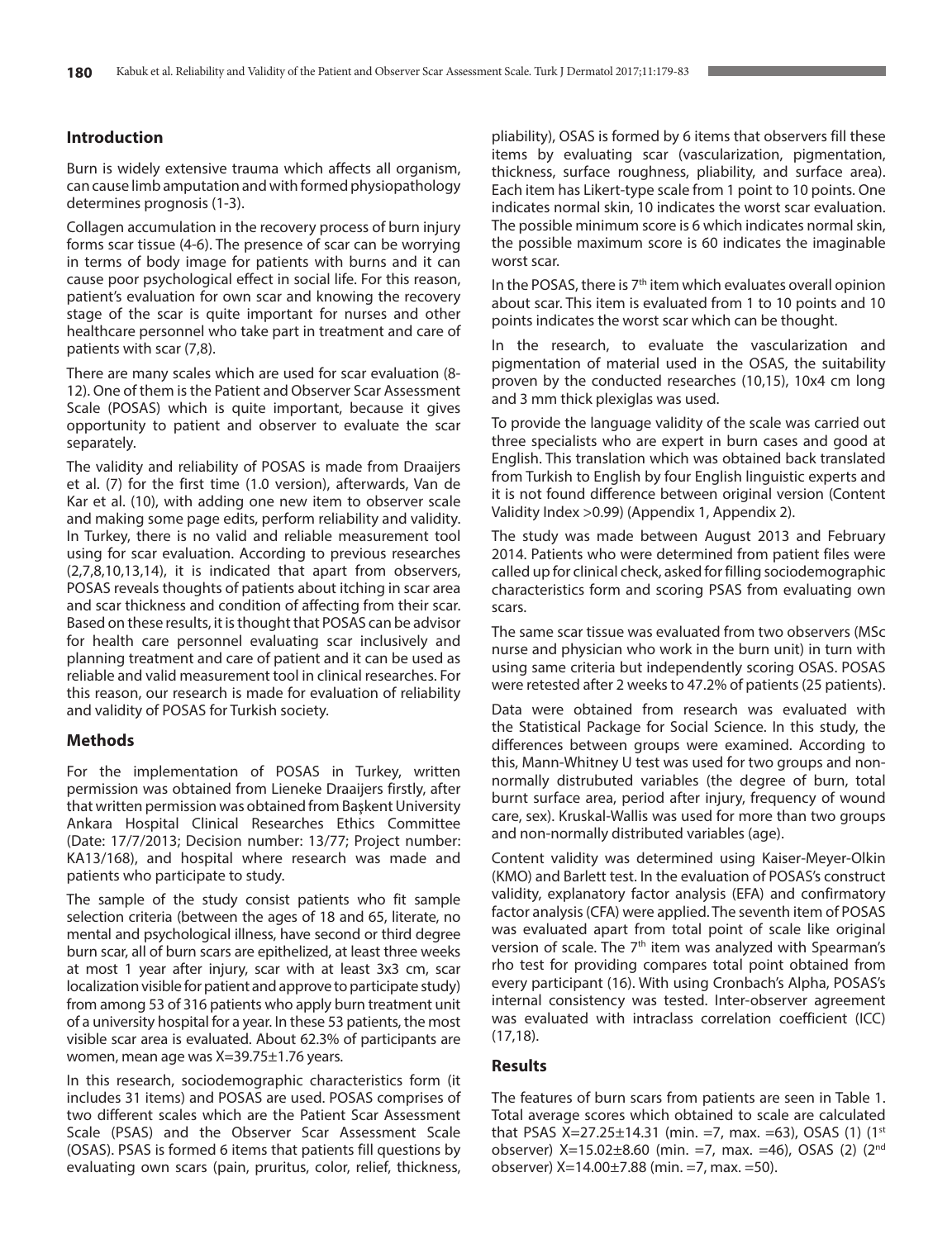## Introduction

Burn is widely extensive trauma which affects all organism, can cause limb amputation and with formed physiopathology determines prognosis (1-3).

Collagen accumulation in the recovery process of burn injury forms scar tissue (4-6). The presence of scar can be worrying in terms of body image for patients with burns and it can cause poor psychological effect in social life. For this reason, patient's evaluation for own scar and knowing the recovery stage of the scar is quite important for nurses and other healthcare personnel who take part in treatment and care of patients with scar (7,8).

There are many scales which are used for scar evaluation (8-12). One of them is the Patient and Observer Scar Assessment Scale (POSAS) which is quite important, because it gives opportunity to patient and observer to evaluate the scar separately.

The validity and reliability of POSAS is made from Draaijers et al. (7) for the first time (1.0 version), afterwards, Van de Kar et al. (10), with adding one new item to observer scale and making some page edits, perform reliability and validity. In Turkey, there is no valid and reliable measurement tool using for scar evaluation. According to previous researches (2,7,8,10,13,14), it is indicated that apart from observers, POSAS reveals thoughts of patients about itching in scar area and scar thickness and condition of affecting from their scar. Based on these results, it is thought that POSAS can be advisor for health care personnel evaluating scar inclusively and planning treatment and care of patient and it can be used as reliable and valid measurement tool in clinical researches. For this reason, our research is made for evaluation of reliability and validity of POSAS for Turkish society.

## Methods

For the implementation of POSAS in Turkey, written permission was obtained from Lieneke Draaijers firstly, after that written permission was obtained from Başkent University Ankara Hospital Clinical Researches Ethics Committee (Date: 17/7/2013; Decision number: 13/77; Project number: KA13/168), and hospital where research was made and patients who participate to study.

The sample of the study consist patients who fit sample selection criteria (between the ages of 18 and 65, literate, no mental and psychological illness, have second or third degree burn scar, all of burn scars are epithelized, at least three weeks at most 1 year after injury, scar with at least 3x3 cm, scar localization visible for patient and approve to participate study) from among 53 of 316 patients who apply burn treatment unit of a university hospital for a year. In these 53 patients, the most visible scar area is evaluated. About 62.3% of participants are women, mean age was X=39.75±1.76 years.

In this research, sociodemographic characteristics form (it includes 31 items) and POSAS are used. POSAS comprises of two different scales which are the Patient Scar Assessment Scale (PSAS) and the Observer Scar Assessment Scale (OSAS). PSAS is formed 6 items that patients fill questions by evaluating own scars (pain, pruritus, color, relief, thickness, pliability), OSAS is formed by 6 items that observers fill these items by evaluating scar (vascularization, pigmentation, thickness, surface roughness, pliability, and surface area). Each item has Likert-type scale from 1 point to 10 points. One indicates normal skin, 10 indicates the worst scar evaluation. The possible minimum score is 6 which indicates normal skin, the possible maximum score is 60 indicates the imaginable worst scar.

In the POSAS, there is 7th item which evaluates overall opinion about scar. This item is evaluated from 1 to 10 points and 10 points indicates the worst scar which can be thought.

In the research, to evaluate the vascularization and pigmentation of material used in the OSAS, the suitability proven by the conducted researches (10,15), 10x4 cm long and 3 mm thick plexiglas was used.

To provide the language validity of the scale was carried out three specialists who are expert in burn cases and good at English. This translation which was obtained back translated from Turkish to English by four English linguistic experts and it is not found difference between original version (Content Validity Index >0.99) (Appendix 1, Appendix 2).

The study was made between August 2013 and February 2014. Patients who were determined from patient files were called up for clinical check, asked for filling sociodemographic characteristics form and scoring PSAS from evaluating own scars.

The same scar tissue was evaluated from two observers (MSc nurse and physician who work in the burn unit) in turn with using same criteria but independently scoring OSAS. POSAS were retested after 2 weeks to 47.2% of patients (25 patients).

Data were obtained from research was evaluated with the Statistical Package for Social Science. In this study, the differences between groups were examined. According to this, Mann-Whitney U test was used for two groups and non-normally distrubuted variables (the degree of burn, total burnt surface area, period after injury, frequency of wound care, sex). Kruskal-Wallis was used for more than two groups and non-normally distributed variables (age).

Content validity was determined using Kaiser-Meyer-Olkin (KMO) and Barlett test. In the evaluation of POSAS's construct validity, explanatory factor analysis (EFA) and confirmatory factor analysis (CFA) were applied. The seventh item of POSAS was evaluated apart from total point of scale like original version of scale. The 7th item was analyzed with Spearman's rho test for providing compares total point obtained from every participant (16). With using Cronbach's Alpha, POSAS's internal consistency was tested. Inter-observer agreement was evaluated with intraclass correlation coefficient (ICC) (17,18).

## Results

The features of burn scars from patients are seen in Table 1. Total average scores which obtained to scale are calculated that PSAS X=27.25±14.31 (min. =7, max. =63), OSAS (1) (1st observer) X=15.02±8.60 (min. =7, max. =46), OSAS (2) (2nd observer) X=14.00±7.88 (min. =7, max. =50).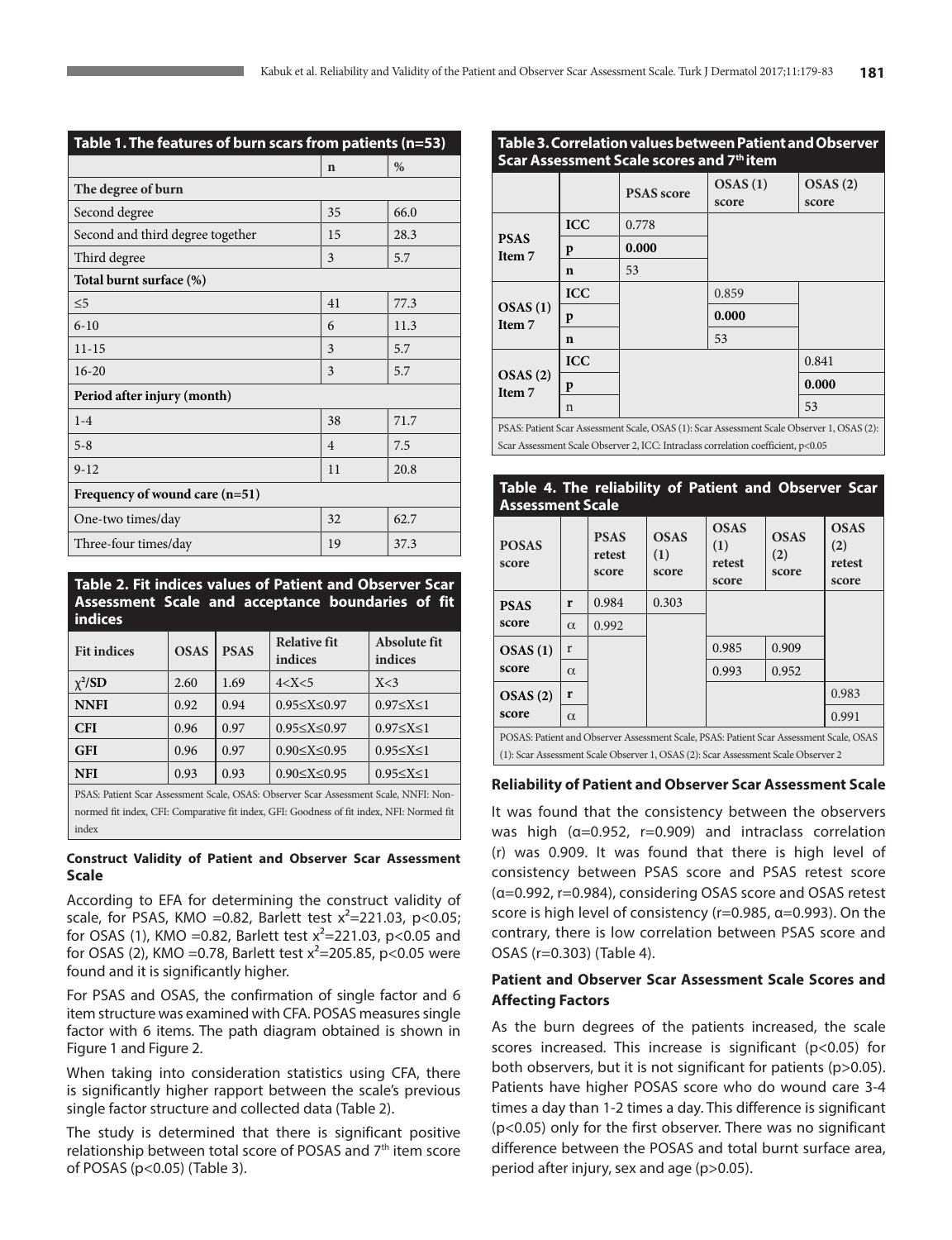**Table 1. The features of burn scars from patients (n=53)**

| | n | % |
|---|---|---|
| **The degree of burn** | | |
| Second degree | 35 | 66.0 |
| Second and third degree together | 15 | 28.3 |
| Third degree | 3 | 5.7 |
| **Total burnt surface (%)** | | |
| ≤5 | 41 | 77.3 |
| 6-10 | 6 | 11.3 |
| 11-15 | 3 | 5.7 |
| 16-20 | 3 | 5.7 |
| **Period after injury (month)** | | |
| 1-4 | 38 | 71.7 |
| 5-8 | 4 | 7.5 |
| 9-12 | 11 | 20.8 |
| **Frequency of wound care (n=51)** | | |
| One-two times/day | 32 | 62.7 |
| Three-four times/day | 19 | 37.3 |

**Table 2. Fit indices values of Patient and Observer Scar Assessment Scale and acceptance boundaries of fit indices**

| Fit indices | OSAS | PSAS | Relative fit indices | Absolute fit indices |
|---|---|---|---|---|
| $\chi^2$/SD | 2.60 | 1.69 | 4<X<5 | X<3 |
| **NNFI** | 0.92 | 0.94 | 0.95≤X≤0.97 | 0.97≤X≤1 |
| **CFI** | 0.96 | 0.97 | 0.95≤X≤0.97 | 0.97≤X≤1 |
| **GFI** | 0.96 | 0.97 | 0.90≤X≤0.95 | 0.95≤X≤1 |
| **NFI** | 0.93 | 0.93 | 0.90≤X≤0.95 | 0.95≤X≤1 |

PSAS: Patient Scar Assessment Scale, OSAS: Observer Scar Assessment Scale, NNFI: Non-normed fit index, CFI: Comparative fit index, GFI: Goodness of fit index, NFI: Normed fit index

#### Construct Validity of Patient and Observer Scar Assessment Scale

According to EFA for determining the construct validity of scale, for PSAS, KMO =0.82, Barlett test $x^2$=221.03, $p<0.05$; for OSAS (1), KMO =0.82, Barlett test $x^2$=221.03, $p<0.05$ and for OSAS (2), KMO =0.78, Barlett test $x^2$=205.85, $p<0.05$ were found and it is significantly higher.

For PSAS and OSAS, the confirmation of single factor and 6 item structure was examined with CFA. POSAS measures single factor with 6 items. The path diagram obtained is shown in Figure 1 and Figure 2.

When taking into consideration statistics using CFA, there is significantly higher rapport between the scale's previous single factor structure and collected data (Table 2).

The study is determined that there is significant positive relationship between total score of POSAS and 7th item score of POSAS ($p<0.05$) (Table 3).

**Table 3. Correlation values between Patient and Observer Scar Assessment Scale scores and 7th item**

| | | PSAS score | OSAS (1) score | OSAS (2) score |
|---|---|---|---|---|
| **PSAS Item 7** | ICC | 0.778 | | |
| | p | **0.000** | | |
| | n | 53 | | |
| **OSAS (1) Item 7** | ICC | | 0.859 | |
| | p | | **0.000** | |
| | n | | 53 | |
| **OSAS (2) Item 7** | ICC | | | 0.841 |
| | p | | | **0.000** |
| | n | | | 53 |

PSAS: Patient Scar Assessment Scale, OSAS (1): Scar Assessment Scale Observer 1, OSAS (2): Scar Assessment Scale Observer 2, ICC: Intraclass correlation coefficient, $p<0.05$

**Table 4. The reliability of Patient and Observer Scar Assessment Scale**

| POSAS score | | PSAS retest score | OSAS (1) score | OSAS (1) retest score | OSAS (2) score | OSAS (2) retest score |
|---|---|---|---|---|---|---|
| **PSAS score** | r | 0.984 | 0.303 | | | |
| | α | 0.992 | | | | |
| **OSAS (1) score** | r | | | 0.985 | 0.909 | |
| | α | | | 0.993 | 0.952 | |
| **OSAS (2) score** | r | | | | | 0.983 |
| | α | | | | | 0.991 |

POSAS: Patient and Observer Assessment Scale, PSAS: Patient Scar Assessment Scale, OSAS (1): Scar Assessment Scale Observer 1, OSAS (2): Scar Assessment Scale Observer 2

#### Reliability of Patient and Observer Scar Assessment Scale

It was found that the consistency between the observers was high (α=0.952, r=0.909) and intraclass correlation (r) was 0.909. It was found that there is high level of consistency between PSAS score and PSAS retest score (α=0.992, r=0.984), considering OSAS score and OSAS retest score is high level of consistency (r=0.985, α=0.993). On the contrary, there is low correlation between PSAS score and OSAS (r=0.303) (Table 4).

#### Patient and Observer Scar Assessment Scale Scores and Affecting Factors

As the burn degrees of the patients increased, the scale scores increased. This increase is significant ($p<0.05$) for both observers, but it is not significant for patients ($p>0.05$). Patients have higher POSAS score who do wound care 3-4 times a day than 1-2 times a day. This difference is significant ($p<0.05$) only for the first observer. There was no significant difference between the POSAS and total burnt surface area, period after injury, sex and age ($p>0.05$).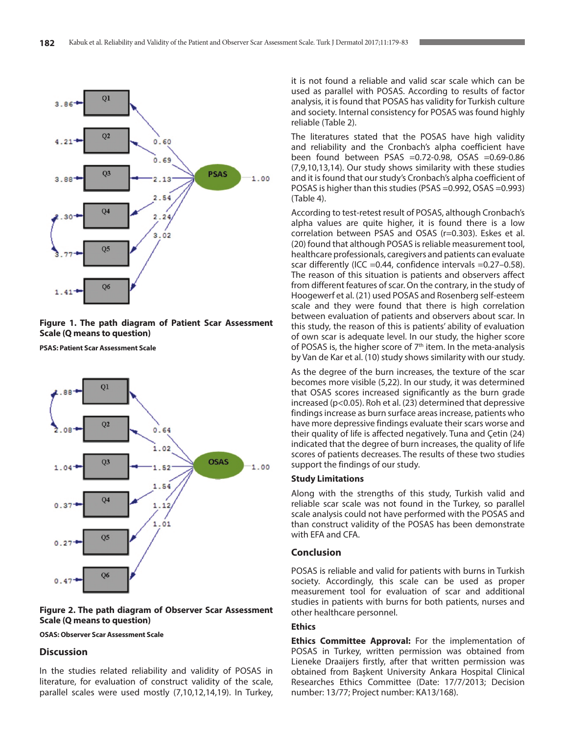**Figure 1. The path diagram of Patient Scar Assessment Scale (Q means to question)**

**PSAS: Patient Scar Assessment Scale**

**Figure 2. The path diagram of Observer Scar Assessment Scale (Q means to question)**

**OSAS: Observer Scar Assessment Scale**

## Discussion

In the studies related reliability and validity of POSAS in literature, for evaluation of construct validity of the scale, parallel scales were used mostly (7,10,12,14,19). In Turkey, it is not found a reliable and valid scar scale which can be used as parallel with POSAS. According to results of factor analysis, it is found that POSAS has validity for Turkish culture and society. Internal consistency for POSAS was found highly reliable (Table 2).

The literatures stated that the POSAS have high validity and reliability and the Cronbach's alpha coefficient have been found between PSAS =0.72-0.98, OSAS =0.69-0.86 (7,9,10,13,14). Our study shows similarity with these studies and it is found that our study's Cronbach's alpha coefficient of POSAS is higher than this studies (PSAS =0.992, OSAS =0.993) (Table 4).

According to test-retest result of POSAS, although Cronbach's alpha values are quite higher, it is found there is a low correlation between PSAS and OSAS (r=0.303). Eskes et al. (20) found that although POSAS is reliable measurement tool, healthcare professionals, caregivers and patients can evaluate scar differently (ICC =0.44, confidence intervals =0.27–0.58). The reason of this situation is patients and observers affect from different features of scar. On the contrary, in the study of Hoogewerf et al. (21) used POSAS and Rosenberg self-esteem scale and they were found that there is high correlation between evaluation of patients and observers about scar. In this study, the reason of this is patients' ability of evaluation of own scar is adequate level. In our study, the higher score of POSAS is, the higher score of 7th item. In the meta-analysis by Van de Kar et al. (10) study shows similarity with our study.

As the degree of the burn increases, the texture of the scar becomes more visible (5,22). In our study, it was determined that OSAS scores increased significantly as the burn grade increased ($p<0.05$). Roh et al. (23) determined that depressive findings increase as burn surface areas increase, patients who have more depressive findings evaluate their scars worse and their quality of life is affected negatively. Tuna and Çetin (24) indicated that the degree of burn increases, the quality of life scores of patients decreases. The results of these two studies support the findings of our study.

### Study Limitations

Along with the strengths of this study, Turkish valid and reliable scar scale was not found in the Turkey, so parallel scale analysis could not have performed with the POSAS and than construct validity of the POSAS has been demonstrate with EFA and CFA.

## Conclusion

POSAS is reliable and valid for patients with burns in Turkish society. Accordingly, this scale can be used as proper measurement tool for evaluation of scar and additional studies in patients with burns for both patients, nurses and other healthcare personnel.

### Ethics

**Ethics Committee Approval:** For the implementation of POSAS in Turkey, written permission was obtained from Lieneke Draaijers firstly, after that written permission was obtained from Başkent University Ankara Hospital Clinical Researches Ethics Committee (Date: 17/7/2013; Decision number: 13/77; Project number: KA13/168).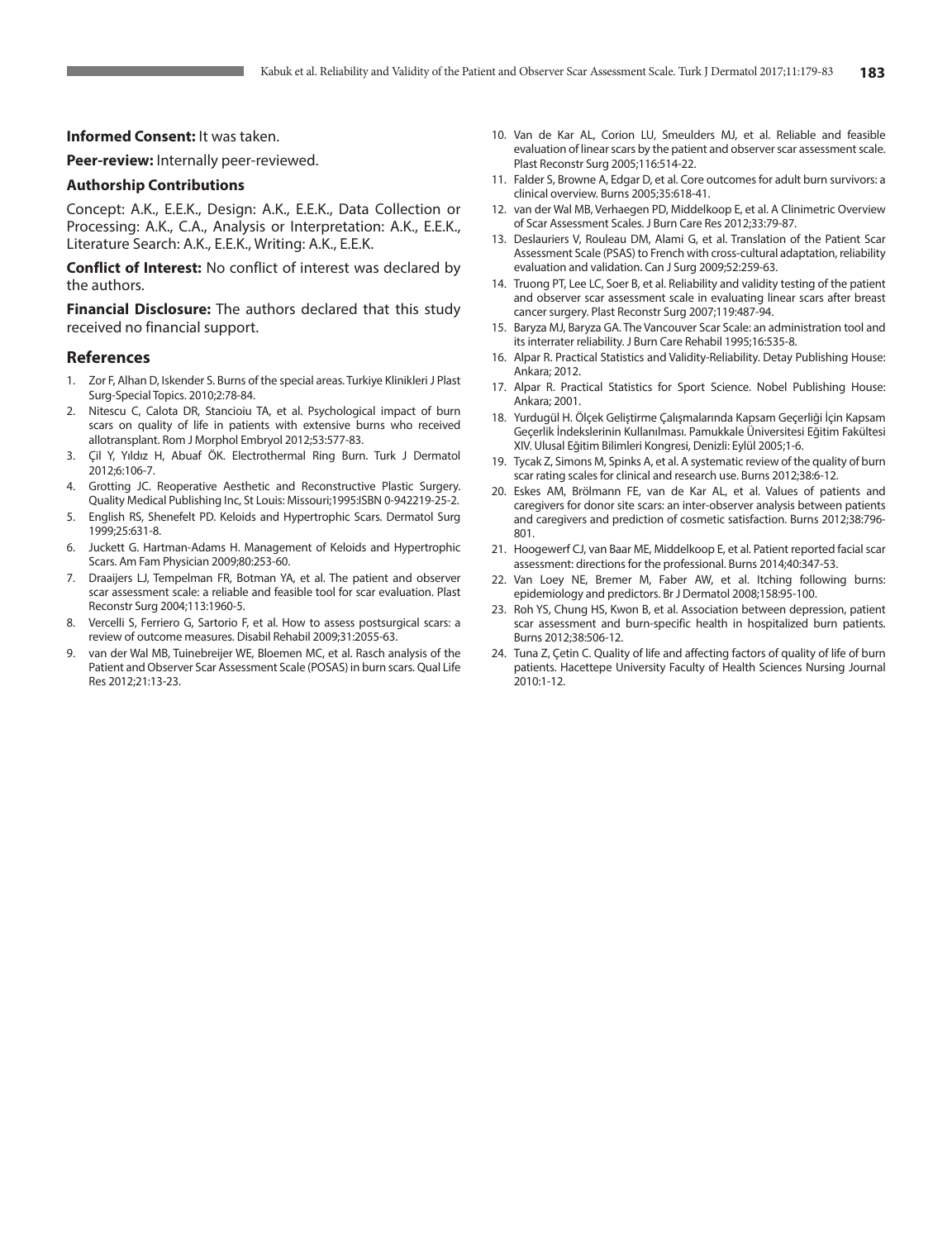**Informed Consent:** It was taken.

**Peer-review:** Internally peer-reviewed.

### Authorship Contributions

Concept: A.K., E.E.K., Design: A.K., E.E.K., Data Collection or Processing: A.K., C.A., Analysis or Interpretation: A.K., E.E.K., Literature Search: A.K., E.E.K., Writing: A.K., E.E.K.

**Conflict of Interest:** No conflict of interest was declared by the authors.

**Financial Disclosure:** The authors declared that this study received no financial support.

## References

1. Zor F, Alhan D, Iskender S. Burns of the special areas. Turkiye Klinikleri J Plast Surg-Special Topics. 2010;2:78-84.
2. Nitescu C, Calota DR, Stancioiu TA, et al. Psychological impact of burn scars on quality of life in patients with extensive burns who received allotransplant. Rom J Morphol Embryol 2012;53:577-83.
3. Çil Y, Yıldız H, Abuaf ÖK. Electrothermal Ring Burn. Turk J Dermatol 2012;6:106-7.
4. Grotting JC. Reoperative Aesthetic and Reconstructive Plastic Surgery. Quality Medical Publishing Inc, St Louis: Missouri;1995:ISBN 0-942219-25-2.
5. English RS, Shenefelt PD. Keloids and Hypertrophic Scars. Dermatol Surg 1999;25:631-8.
6. Juckett G. Hartman-Adams H. Management of Keloids and Hypertrophic Scars. Am Fam Physician 2009;80:253-60.
7. Draaijers LJ, Tempelman FR, Botman YA, et al. The patient and observer scar assessment scale: a reliable and feasible tool for scar evaluation. Plast Reconstr Surg 2004;113:1960-5.
8. Vercelli S, Ferriero G, Sartorio F, et al. How to assess postsurgical scars: a review of outcome measures. Disabil Rehabil 2009;31:2055-63.
9. van der Wal MB, Tuinebreijer WE, Bloemen MC, et al. Rasch analysis of the Patient and Observer Scar Assessment Scale (POSAS) in burn scars. Qual Life Res 2012;21:13-23.
10. Van de Kar AL, Corion LU, Smeulders MJ, et al. Reliable and feasible evaluation of linear scars by the patient and observer scar assessment scale. Plast Reconstr Surg 2005;116:514-22.
11. Falder S, Browne A, Edgar D, et al. Core outcomes for adult burn survivors: a clinical overview. Burns 2005;35:618-41.
12. van der Wal MB, Verhaegen PD, Middelkoop E, et al. A Clinimetric Overview of Scar Assessment Scales. J Burn Care Res 2012;33:79-87.
13. Deslauriers V, Rouleau DM, Alami G, et al. Translation of the Patient Scar Assessment Scale (PSAS) to French with cross-cultural adaptation, reliability evaluation and validation. Can J Surg 2009;52:259-63.
14. Truong PT, Lee LC, Soer B, et al. Reliability and validity testing of the patient and observer scar assessment scale in evaluating linear scars after breast cancer surgery. Plast Reconstr Surg 2007;119:487-94.
15. Baryza MJ, Baryza GA. The Vancouver Scar Scale: an administration tool and its interrater reliability. J Burn Care Rehabil 1995;16:535-8.
16. Alpar R. Practical Statistics and Validity-Reliability. Detay Publishing House: Ankara; 2012.
17. Alpar R. Practical Statistics for Sport Science. Nobel Publishing House: Ankara; 2001.
18. Yurdugül H. Ölçek Geliştirme Çalışmalarında Kapsam Geçerliği İçin Kapsam Geçerlik İndekslerinin Kullanılması. Pamukkale Üniversitesi Eğitim Fakültesi XIV. Ulusal Eğitim Bilimleri Kongresi, Denizli: Eylül 2005;1-6.
19. Tycak Z, Simons M, Spinks A, et al. A systematic review of the quality of burn scar rating scales for clinical and research use. Burns 2012;38:6-12.
20. Eskes AM, Brölmann FE, van de Kar AL, et al. Values of patients and caregivers for donor site scars: an inter-observer analysis between patients and caregivers and prediction of cosmetic satisfaction. Burns 2012;38:796-801.
21. Hoogewerf CJ, van Baar ME, Middelkoop E, et al. Patient reported facial scar assessment: directions for the professional. Burns 2014;40:347-53.
22. Van Loey NE, Bremer M, Faber AW, et al. Itching following burns: epidemiology and predictors. Br J Dermatol 2008;158:95-100.
23. Roh YS, Chung HS, Kwon B, et al. Association between depression, patient scar assessment and burn-specific health in hospitalized burn patients. Burns 2012;38:506-12.
24. Tuna Z, Çetin C. Quality of life and affecting factors of quality of life of burn patients. Hacettepe University Faculty of Health Sciences Nursing Journal 2010:1-12.